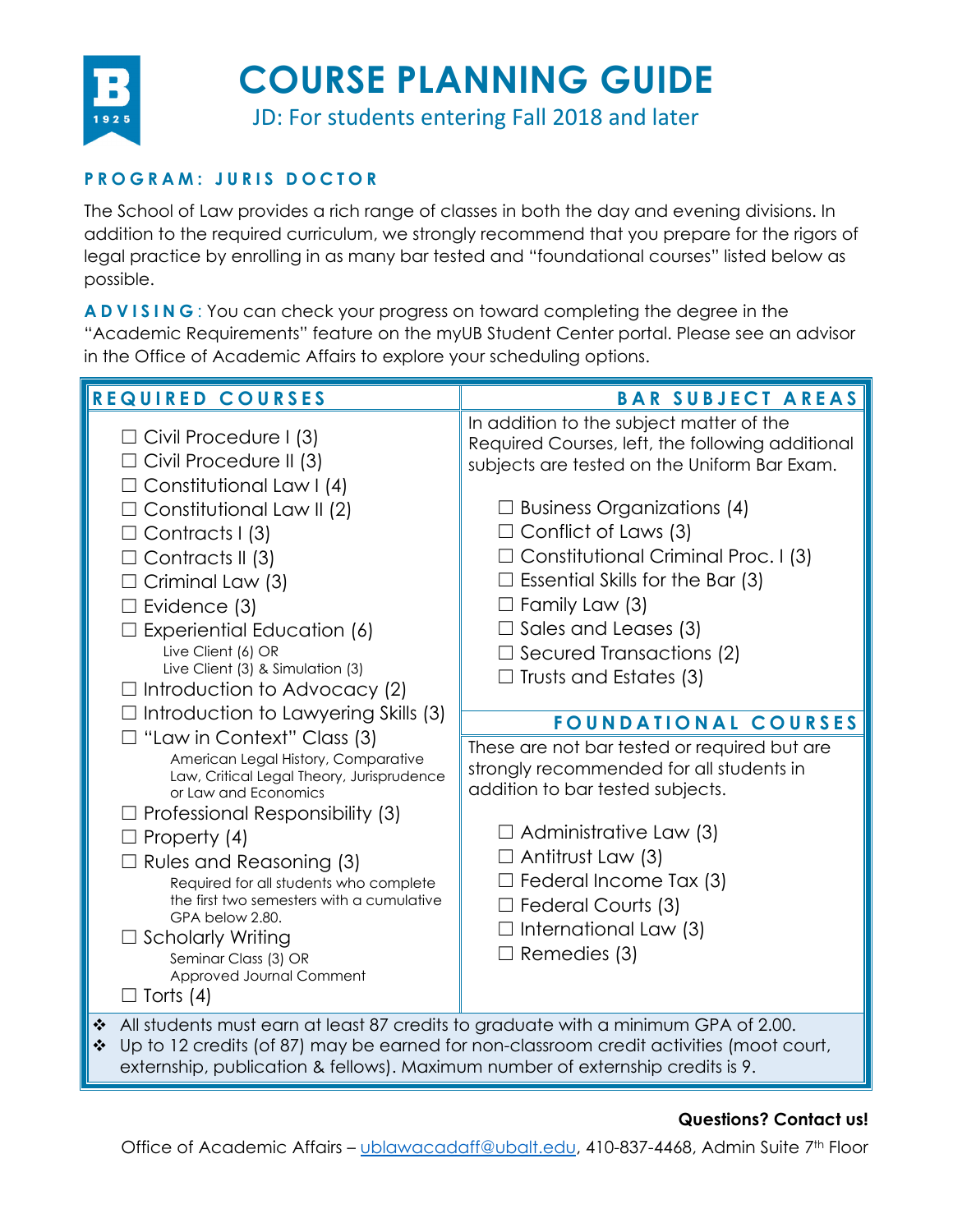# COURSE PLANNING GUIDE

JD: For students entering Fall 2018 and later

## PROGRAM: JURIS DOCTOR

The School of Law provides a rich range of classes in both the day and evening divisions. In addition to the required curriculum, we strongly recommend that you prepare for the rigors of legal practice by enrolling in as many bar tested and "foundational courses" listed below as possible.

**ADVISING**: You can check your progress on toward completing the degree in the "Academic Requirements" feature on the myUB Student Center portal. Please see an advisor in the Office of Academic Affairs to explore your scheduling options.

### REQUIRED COURSES

- ☐ Civil Procedure I (3)
- ☐ Civil Procedure II (3)
- ☐ Constitutional Law I (4)
- ☐ Constitutional Law II (2)
- ☐ Contracts I (3)
- ☐ Contracts II (3)
- ☐ Criminal Law (3)
- ☐ Evidence (3)
- ☐ Experiential Education (6)
  - Live Client (6) OR
  - Live Client (3) & Simulation (3)
- ☐ Introduction to Advocacy (2)
- ☐ Introduction to Lawyering Skills (3)
- ☐ "Law in Context" Class (3)
  - American Legal History, Comparative Law, Critical Legal Theory, Jurisprudence or Law and Economics
- ☐ Professional Responsibility (3)
- ☐ Property (4)
- ☐ Rules and Reasoning (3)
  - Required for all students who complete the first two semesters with a cumulative GPA below 2.80.
- ☐ Scholarly Writing
  - Seminar Class (3) OR
  - Approved Journal Comment
- ☐ Torts (4)

### BAR SUBJECT AREAS

In addition to the subject matter of the Required Courses, left, the following additional subjects are tested on the Uniform Bar Exam.

- ☐ Business Organizations (4)
- ☐ Conflict of Laws (3)
- ☐ Constitutional Criminal Proc. I (3)
- ☐ Essential Skills for the Bar (3)
- ☐ Family Law (3)
- ☐ Sales and Leases (3)
- ☐ Secured Transactions (2)
- ☐ Trusts and Estates (3)

### FOUNDATIONAL COURSES

These are not bar tested or required but are strongly recommended for all students in addition to bar tested subjects.

- ☐ Administrative Law (3)
- ☐ Antitrust Law (3)
- ☐ Federal Income Tax (3)
- ☐ Federal Courts (3)
- ☐ International Law (3)
- ☐ Remedies (3)

---

- ❖ All students must earn at least 87 credits to graduate with a minimum GPA of 2.00.
- ❖ Up to 12 credits (of 87) may be earned for non-classroom credit activities (moot court, externship, publication & fellows). Maximum number of externship credits is 9.

**Questions? Contact us!**

Office of Academic Affairs – ublawacadaff@ubalt.edu, 410-837-4468, Admin Suite 7th Floor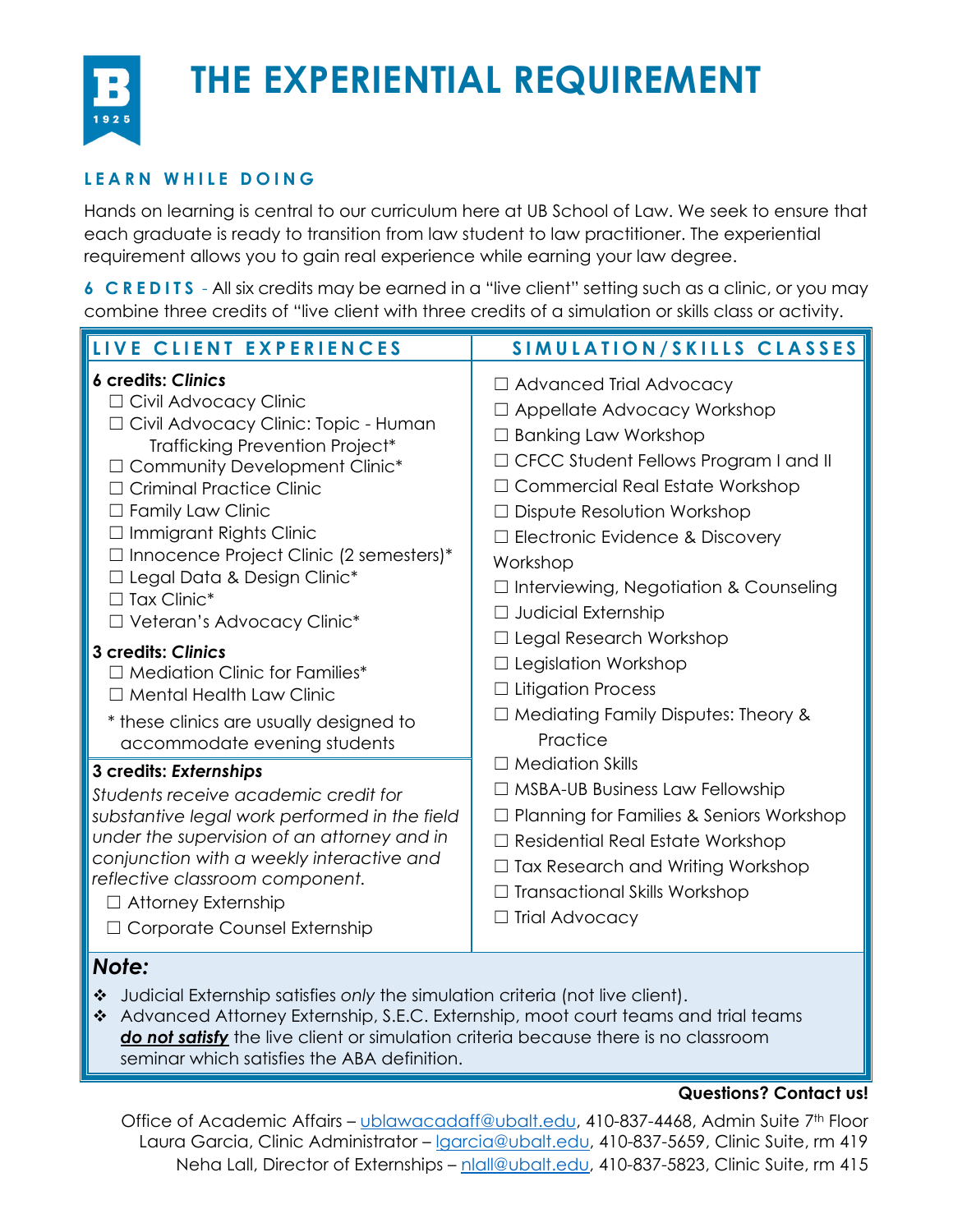# THE EXPERIENTIAL REQUIREMENT

## LEARN WHILE DOING

Hands on learning is central to our curriculum here at UB School of Law. We seek to ensure that each graduate is ready to transition from law student to law practitioner. The experiential requirement allows you to gain real experience while earning your law degree.

**6 CREDITS** - All six credits may be earned in a "live client" setting such as a clinic, or you may combine three credits of "live client with three credits of a simulation or skills class or activity.

### LIVE CLIENT EXPERIENCES

**6 credits: *Clinics***

- ☐ Civil Advocacy Clinic
- ☐ Civil Advocacy Clinic: Topic - Human Trafficking Prevention Project*
- ☐ Community Development Clinic*
- ☐ Criminal Practice Clinic
- ☐ Family Law Clinic
- ☐ Immigrant Rights Clinic
- ☐ Innocence Project Clinic (2 semesters)*
- ☐ Legal Data & Design Clinic*
- ☐ Tax Clinic*
- ☐ Veteran's Advocacy Clinic*

**3 credits: *Clinics***

- ☐ Mediation Clinic for Families*
- ☐ Mental Health Law Clinic

\* these clinics are usually designed to accommodate evening students

**3 credits: *Externships***

*Students receive academic credit for substantive legal work performed in the field under the supervision of an attorney and in conjunction with a weekly interactive and reflective classroom component.*

- ☐ Attorney Externship
- ☐ Corporate Counsel Externship

### SIMULATION/SKILLS CLASSES

- ☐ Advanced Trial Advocacy
- ☐ Appellate Advocacy Workshop
- ☐ Banking Law Workshop
- ☐ CFCC Student Fellows Program I and II
- ☐ Commercial Real Estate Workshop
- ☐ Dispute Resolution Workshop
- ☐ Electronic Evidence & Discovery Workshop
- ☐ Interviewing, Negotiation & Counseling
- ☐ Judicial Externship
- ☐ Legal Research Workshop
- ☐ Legislation Workshop
- ☐ Litigation Process
- ☐ Mediating Family Disputes: Theory & Practice
- ☐ Mediation Skills
- ☐ MSBA-UB Business Law Fellowship
- ☐ Planning for Families & Seniors Workshop
- ☐ Residential Real Estate Workshop
- ☐ Tax Research and Writing Workshop
- ☐ Transactional Skills Workshop
- ☐ Trial Advocacy

### *Note:*

- ❖ Judicial Externship satisfies *only* the simulation criteria (not live client).
- ❖ Advanced Attorney Externship, S.E.C. Externship, moot court teams and trial teams ***do not satisfy*** the live client or simulation criteria because there is no classroom seminar which satisfies the ABA definition.

**Questions? Contact us!**

Office of Academic Affairs – ublawacadaff@ubalt.edu, 410-837-4468, Admin Suite 7th Floor
Laura Garcia, Clinic Administrator – lgarcia@ubalt.edu, 410-837-5659, Clinic Suite, rm 419
Neha Lall, Director of Externships – nlall@ubalt.edu, 410-837-5823, Clinic Suite, rm 415